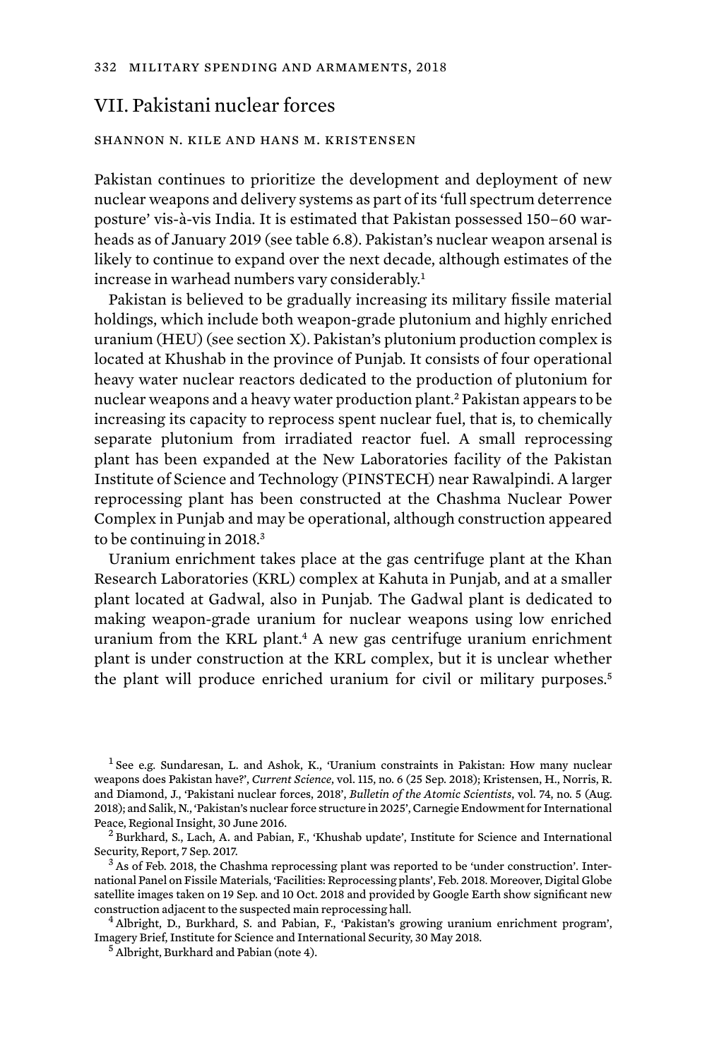## VII. Pakistani nuclear forces

SHANNON N. KILE AND HANS M. KRISTENSEN

Pakistan continues to prioritize the development and deployment of new nuclear weapons and delivery systems as part of its 'full spectrum deterrence posture' vis-à-vis India. It is estimated that Pakistan possessed 150–60 warheads as of January 2019 (see table 6.8). Pakistan's nuclear weapon arsenal is likely to continue to expand over the next decade, although estimates of the increase in warhead numbers vary considerably.[1]

Pakistan is believed to be gradually increasing its military fissile material holdings, which include both weapon-grade plutonium and highly enriched uranium (HEU) (see section X). Pakistan's plutonium production complex is located at Khushab in the province of Punjab. It consists of four operational heavy water nuclear reactors dedicated to the production of plutonium for nuclear weapons and a heavy water production plant.[2] Pakistan appears to be increasing its capacity to reprocess spent nuclear fuel, that is, to chemically separate plutonium from irradiated reactor fuel. A small reprocessing plant has been expanded at the New Laboratories facility of the Pakistan Institute of Science and Technology (PINSTECH) near Rawalpindi. A larger reprocessing plant has been constructed at the Chashma Nuclear Power Complex in Punjab and may be operational, although construction appeared to be continuing in 2018.[3]

Uranium enrichment takes place at the gas centrifuge plant at the Khan Research Laboratories (KRL) complex at Kahuta in Punjab, and at a smaller plant located at Gadwal, also in Punjab. The Gadwal plant is dedicated to making weapon-grade uranium for nuclear weapons using low enriched uranium from the KRL plant.[4] A new gas centrifuge uranium enrichment plant is under construction at the KRL complex, but it is unclear whether the plant will produce enriched uranium for civil or military purposes.[5]

[1] See e.g. Sundaresan, L. and Ashok, K., 'Uranium constraints in Pakistan: How many nuclear weapons does Pakistan have?', *Current Science*, vol. 115, no. 6 (25 Sep. 2018); Kristensen, H., Norris, R. and Diamond, J., 'Pakistani nuclear forces, 2018', *Bulletin of the Atomic Scientists*, vol. 74, no. 5 (Aug. 2018); and Salik, N., 'Pakistan's nuclear force structure in 2025', Carnegie Endowment for International Peace, Regional Insight, 30 June 2016.

[2] Burkhard, S., Lach, A. and Pabian, F., 'Khushab update', Institute for Science and International Security, Report, 7 Sep. 2017.

[3] As of Feb. 2018, the Chashma reprocessing plant was reported to be 'under construction'. International Panel on Fissile Materials, 'Facilities: Reprocessing plants', Feb. 2018. Moreover, Digital Globe satellite images taken on 19 Sep. and 10 Oct. 2018 and provided by Google Earth show significant new construction adjacent to the suspected main reprocessing hall.

[4] Albright, D., Burkhard, S. and Pabian, F., 'Pakistan's growing uranium enrichment program', Imagery Brief, Institute for Science and International Security, 30 May 2018.

[5] Albright, Burkhard and Pabian (note 4).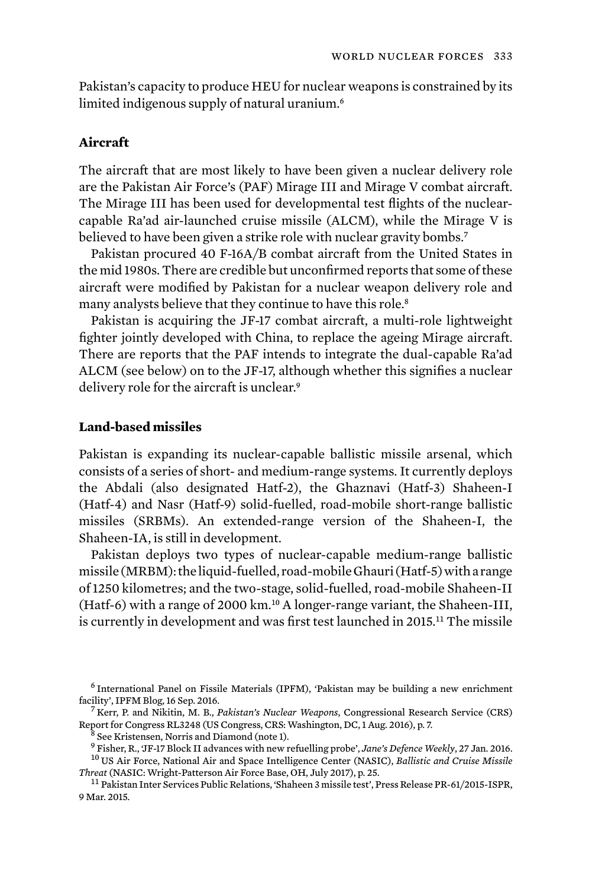Pakistan's capacity to produce HEU for nuclear weapons is constrained by its limited indigenous supply of natural uranium.[6]

### Aircraft

The aircraft that are most likely to have been given a nuclear delivery role are the Pakistan Air Force's (PAF) Mirage III and Mirage V combat aircraft. The Mirage III has been used for developmental test flights of the nuclear-capable Ra'ad air-launched cruise missile (ALCM), while the Mirage V is believed to have been given a strike role with nuclear gravity bombs.[7]

Pakistan procured 40 F-16A/B combat aircraft from the United States in the mid 1980s. There are credible but unconfirmed reports that some of these aircraft were modified by Pakistan for a nuclear weapon delivery role and many analysts believe that they continue to have this role.[8]

Pakistan is acquiring the JF-17 combat aircraft, a multi-role lightweight fighter jointly developed with China, to replace the ageing Mirage aircraft. There are reports that the PAF intends to integrate the dual-capable Ra'ad ALCM (see below) on to the JF-17, although whether this signifies a nuclear delivery role for the aircraft is unclear.[9]

### Land-based missiles

Pakistan is expanding its nuclear-capable ballistic missile arsenal, which consists of a series of short- and medium-range systems. It currently deploys the Abdali (also designated Hatf-2), the Ghaznavi (Hatf-3) Shaheen-I (Hatf-4) and Nasr (Hatf-9) solid-fuelled, road-mobile short-range ballistic missiles (SRBMs). An extended-range version of the Shaheen-I, the Shaheen-IA, is still in development.

Pakistan deploys two types of nuclear-capable medium-range ballistic missile (MRBM): the liquid-fuelled, road-mobile Ghauri (Hatf-5) with a range of 1250 kilometres; and the two-stage, solid-fuelled, road-mobile Shaheen-II (Hatf-6) with a range of 2000 km.[10] A longer-range variant, the Shaheen-III, is currently in development and was first test launched in 2015.[11] The missile

[6] International Panel on Fissile Materials (IPFM), 'Pakistan may be building a new enrichment facility', IPFM Blog, 16 Sep. 2016.

[7] Kerr, P. and Nikitin, M. B., *Pakistan's Nuclear Weapons*, Congressional Research Service (CRS) Report for Congress RL3248 (US Congress, CRS: Washington, DC, 1 Aug. 2016), p. 7.

[8] See Kristensen, Norris and Diamond (note 1).

[9] Fisher, R., 'JF-17 Block II advances with new refuelling probe', *Jane's Defence Weekly*, 27 Jan. 2016.

[10] US Air Force, National Air and Space Intelligence Center (NASIC), *Ballistic and Cruise Missile Threat* (NASIC: Wright-Patterson Air Force Base, OH, July 2017), p. 25.

[11] Pakistan Inter Services Public Relations, 'Shaheen 3 missile test', Press Release PR-61/2015-ISPR, 9 Mar. 2015.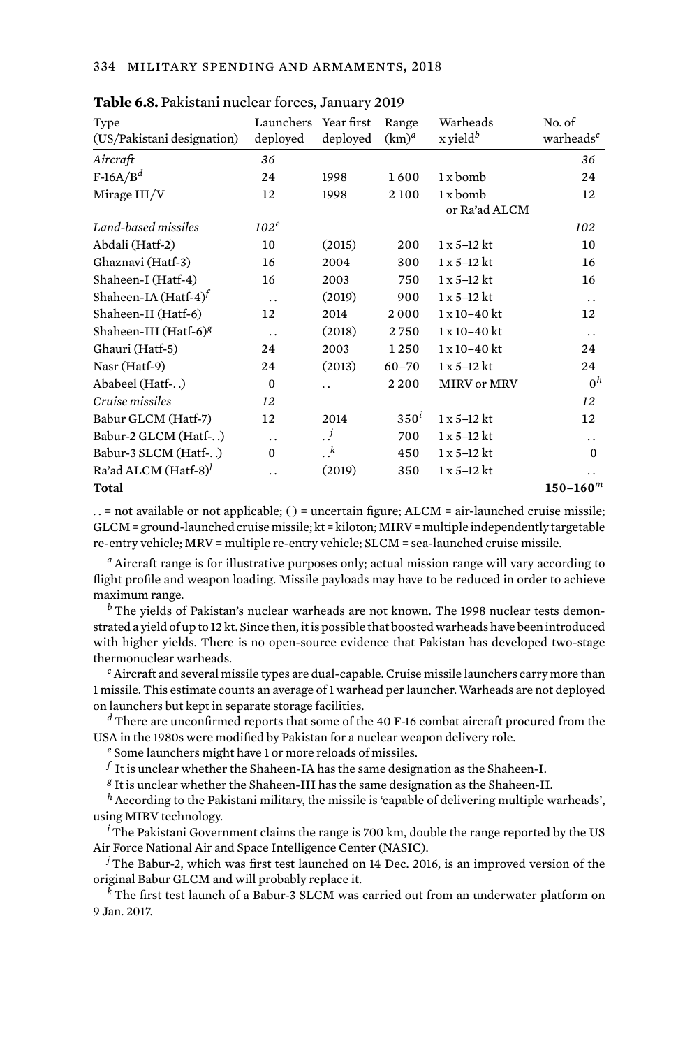**Table 6.8.** Pakistani nuclear forces, January 2019

| Type (US/Pakistani designation) | Launchers deployed | Year first deployed | Range (km)[a] | Warheads x yield[b] | No. of warheads[c] |
|---|---|---|---|---|---|
| *Aircraft* | *36* | | | | *36* |
| F-16A/B[d] | 24 | 1998 | 1 600 | 1 x bomb | 24 |
| Mirage III/V | 12 | 1998 | 2 100 | 1 x bomb or Ra'ad ALCM | 12 |
| *Land-based missiles* | *102*[e] | | | | *102* |
| Abdali (Hatf-2) | 10 | (2015) | 200 | 1 x 5–12 kt | 10 |
| Ghaznavi (Hatf-3) | 16 | 2004 | 300 | 1 x 5–12 kt | 16 |
| Shaheen-I (Hatf-4) | 16 | 2003 | 750 | 1 x 5–12 kt | 16 |
| Shaheen-IA (Hatf-4)[f] | . . | (2019) | 900 | 1 x 5–12 kt | . . |
| Shaheen-II (Hatf-6) | 12 | 2014 | 2 000 | 1 x 10–40 kt | 12 |
| Shaheen-III (Hatf-6)[g] | . . | (2018) | 2 750 | 1 x 10–40 kt | . . |
| Ghauri (Hatf-5) | 24 | 2003 | 1 250 | 1 x 10–40 kt | 24 |
| Nasr (Hatf-9) | 24 | (2013) | 60–70 | 1 x 5–12 kt | 24 |
| Ababeel (Hatf-. .) | 0 | . . | 2 200 | MIRV or MRV | 0[h] |
| *Cruise missiles* | *12* | | | | *12* |
| Babur GLCM (Hatf-7) | 12 | 2014 | 350[i] | 1 x 5–12 kt | 12 |
| Babur-2 GLCM (Hatf-. .) | . . | . .[j] | 700 | 1 x 5–12 kt | . . |
| Babur-3 SLCM (Hatf-. .) | 0 | . .[k] | 450 | 1 x 5–12 kt | 0 |
| Ra'ad ALCM (Hatf-8)[l] | . . | (2019) | 350 | 1 x 5–12 kt | . . |
| **Total** | | | | | **150–160**[m] |

. . = not available or not applicable; ( ) = uncertain figure; ALCM = air-launched cruise missile; GLCM = ground-launched cruise missile; kt = kiloton; MIRV = multiple independently targetable re-entry vehicle; MRV = multiple re-entry vehicle; SLCM = sea-launched cruise missile.

[a] Aircraft range is for illustrative purposes only; actual mission range will vary according to flight profile and weapon loading. Missile payloads may have to be reduced in order to achieve maximum range.

[b] The yields of Pakistan's nuclear warheads are not known. The 1998 nuclear tests demonstrated a yield of up to 12 kt. Since then, it is possible that boosted warheads have been introduced with higher yields. There is no open-source evidence that Pakistan has developed two-stage thermonuclear warheads.

[c] Aircraft and several missile types are dual-capable. Cruise missile launchers carry more than 1 missile. This estimate counts an average of 1 warhead per launcher. Warheads are not deployed on launchers but kept in separate storage facilities.

[d] There are unconfirmed reports that some of the 40 F-16 combat aircraft procured from the USA in the 1980s were modified by Pakistan for a nuclear weapon delivery role.

[e] Some launchers might have 1 or more reloads of missiles.

[f] It is unclear whether the Shaheen-IA has the same designation as the Shaheen-I.

[g] It is unclear whether the Shaheen-III has the same designation as the Shaheen-II.

[h] According to the Pakistani military, the missile is 'capable of delivering multiple warheads', using MIRV technology.

[i] The Pakistani Government claims the range is 700 km, double the range reported by the US Air Force National Air and Space Intelligence Center (NASIC).

[j] The Babur-2, which was first test launched on 14 Dec. 2016, is an improved version of the original Babur GLCM and will probably replace it.

[k] The first test launch of a Babur-3 SLCM was carried out from an underwater platform on 9 Jan. 2017.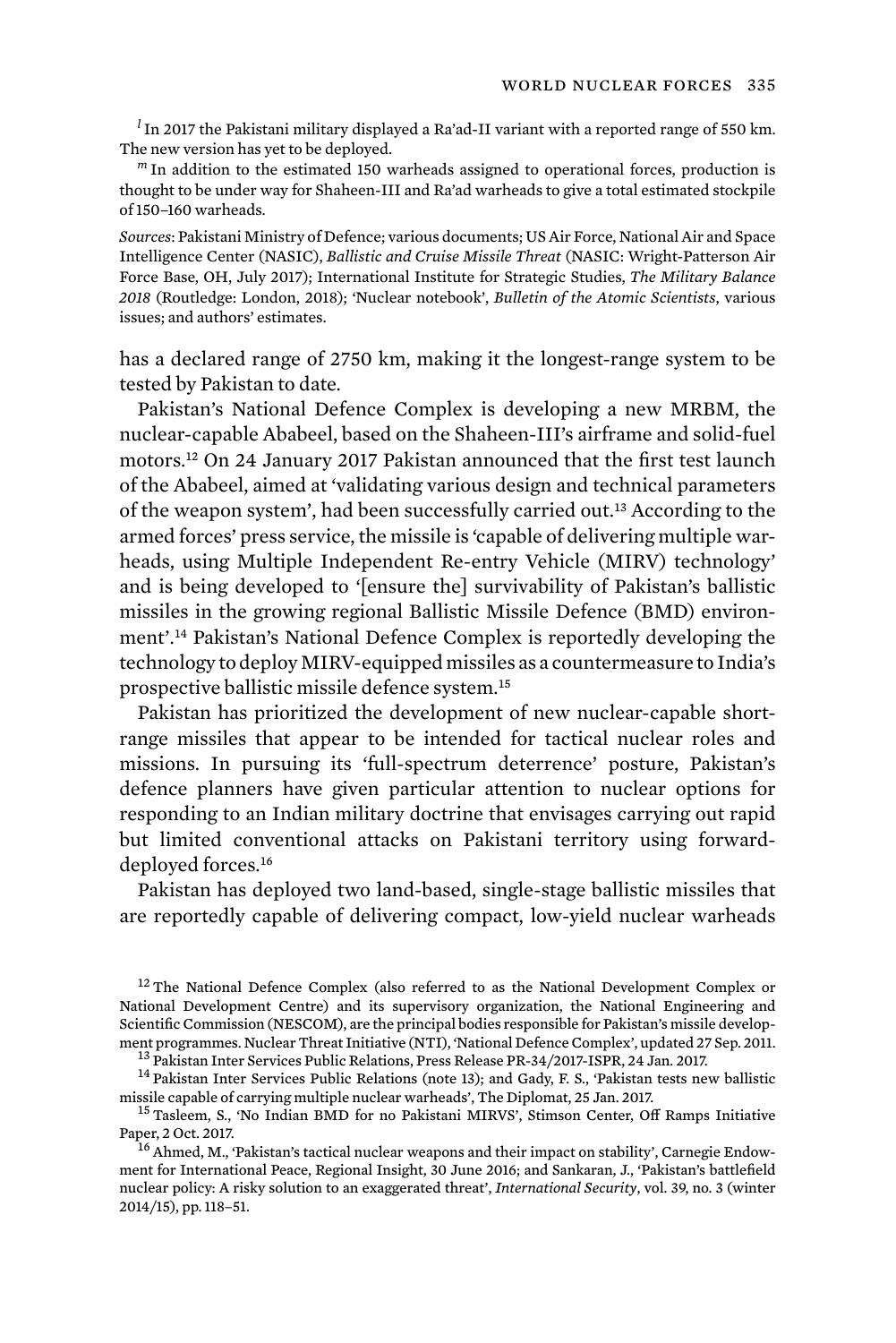[l] In 2017 the Pakistani military displayed a Ra'ad-II variant with a reported range of 550 km. The new version has yet to be deployed.

[m] In addition to the estimated 150 warheads assigned to operational forces, production is thought to be under way for Shaheen-III and Ra'ad warheads to give a total estimated stockpile of 150–160 warheads.

*Sources*: Pakistani Ministry of Defence; various documents; US Air Force, National Air and Space Intelligence Center (NASIC), *Ballistic and Cruise Missile Threat* (NASIC: Wright-Patterson Air Force Base, OH, July 2017); International Institute for Strategic Studies, *The Military Balance 2018* (Routledge: London, 2018); 'Nuclear notebook', *Bulletin of the Atomic Scientists*, various issues; and authors' estimates.

has a declared range of 2750 km, making it the longest-range system to be tested by Pakistan to date.

Pakistan's National Defence Complex is developing a new MRBM, the nuclear-capable Ababeel, based on the Shaheen-III's airframe and solid-fuel motors.[12] On 24 January 2017 Pakistan announced that the first test launch of the Ababeel, aimed at 'validating various design and technical parameters of the weapon system', had been successfully carried out.[13] According to the armed forces' press service, the missile is 'capable of delivering multiple warheads, using Multiple Independent Re-entry Vehicle (MIRV) technology' and is being developed to '[ensure the] survivability of Pakistan's ballistic missiles in the growing regional Ballistic Missile Defence (BMD) environment'.[14] Pakistan's National Defence Complex is reportedly developing the technology to deploy MIRV-equipped missiles as a countermeasure to India's prospective ballistic missile defence system.[15]

Pakistan has prioritized the development of new nuclear-capable short-range missiles that appear to be intended for tactical nuclear roles and missions. In pursuing its 'full-spectrum deterrence' posture, Pakistan's defence planners have given particular attention to nuclear options for responding to an Indian military doctrine that envisages carrying out rapid but limited conventional attacks on Pakistani territory using forward-deployed forces.[16]

Pakistan has deployed two land-based, single-stage ballistic missiles that are reportedly capable of delivering compact, low-yield nuclear warheads

[12] The National Defence Complex (also referred to as the National Development Complex or National Development Centre) and its supervisory organization, the National Engineering and Scientific Commission (NESCOM), are the principal bodies responsible for Pakistan's missile development programmes. Nuclear Threat Initiative (NTI), 'National Defence Complex', updated 27 Sep. 2011.

[13] Pakistan Inter Services Public Relations, Press Release PR-34/2017-ISPR, 24 Jan. 2017.

[14] Pakistan Inter Services Public Relations (note 13); and Gady, F. S., 'Pakistan tests new ballistic missile capable of carrying multiple nuclear warheads', The Diplomat, 25 Jan. 2017.

[15] Tasleem, S., 'No Indian BMD for no Pakistani MIRVS', Stimson Center, Off Ramps Initiative Paper, 2 Oct. 2017.

[16] Ahmed, M., 'Pakistan's tactical nuclear weapons and their impact on stability', Carnegie Endowment for International Peace, Regional Insight, 30 June 2016; and Sankaran, J., 'Pakistan's battlefield nuclear policy: A risky solution to an exaggerated threat', *International Security*, vol. 39, no. 3 (winter 2014/15), pp. 118–51.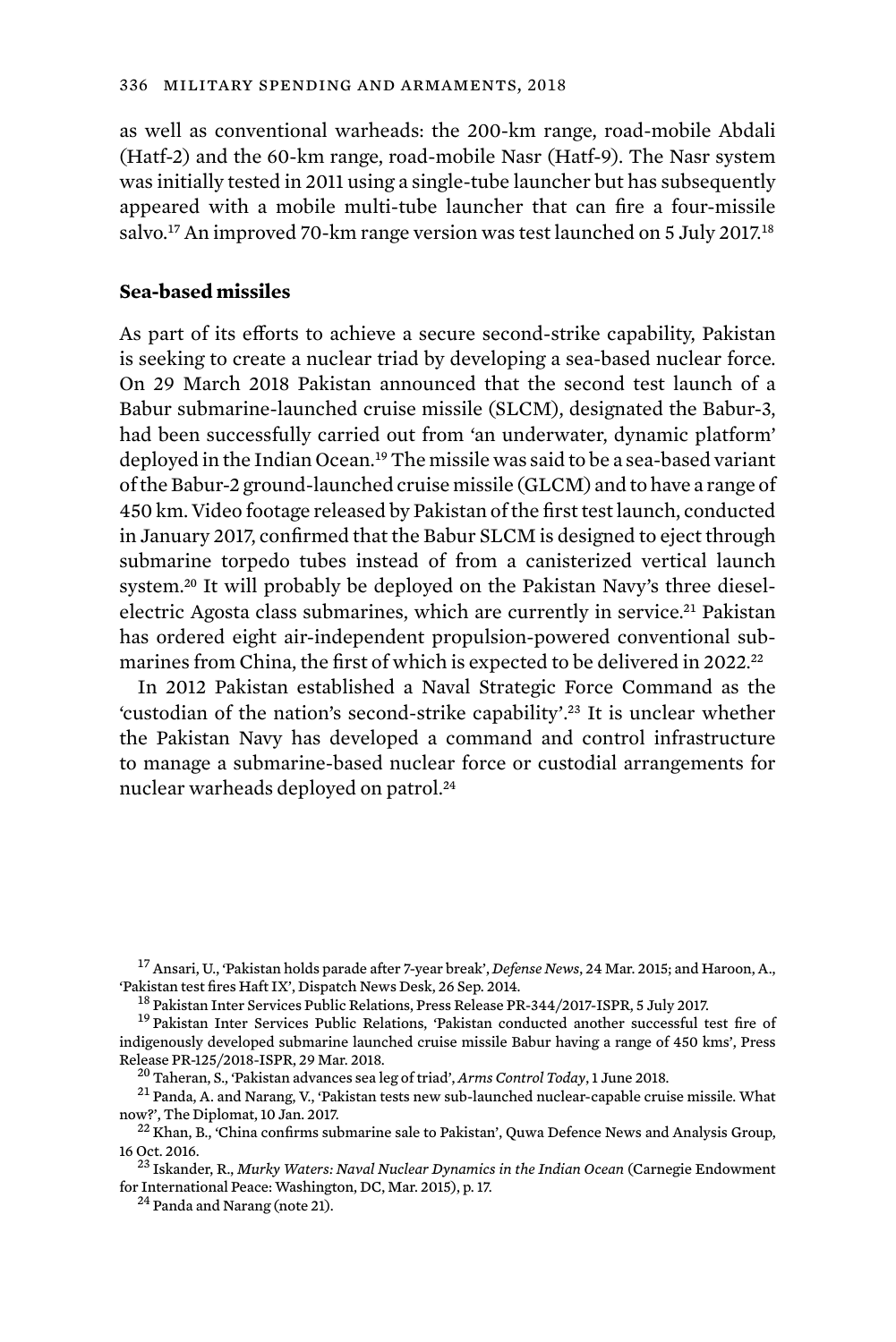as well as conventional warheads: the 200-km range, road-mobile Abdali (Hatf-2) and the 60-km range, road-mobile Nasr (Hatf-9). The Nasr system was initially tested in 2011 using a single-tube launcher but has subsequently appeared with a mobile multi-tube launcher that can fire a four-missile salvo.[17] An improved 70-km range version was test launched on 5 July 2017.[18]

### Sea-based missiles

As part of its efforts to achieve a secure second-strike capability, Pakistan is seeking to create a nuclear triad by developing a sea-based nuclear force. On 29 March 2018 Pakistan announced that the second test launch of a Babur submarine-launched cruise missile (SLCM), designated the Babur-3, had been successfully carried out from 'an underwater, dynamic platform' deployed in the Indian Ocean.[19] The missile was said to be a sea-based variant of the Babur-2 ground-launched cruise missile (GLCM) and to have a range of 450 km. Video footage released by Pakistan of the first test launch, conducted in January 2017, confirmed that the Babur SLCM is designed to eject through submarine torpedo tubes instead of from a canisterized vertical launch system.[20] It will probably be deployed on the Pakistan Navy's three diesel-electric Agosta class submarines, which are currently in service.[21] Pakistan has ordered eight air-independent propulsion-powered conventional submarines from China, the first of which is expected to be delivered in 2022.[22]

In 2012 Pakistan established a Naval Strategic Force Command as the 'custodian of the nation's second-strike capability'.[23] It is unclear whether the Pakistan Navy has developed a command and control infrastructure to manage a submarine-based nuclear force or custodial arrangements for nuclear warheads deployed on patrol.[24]

---

[17] Ansari, U., 'Pakistan holds parade after 7-year break', *Defense News*, 24 Mar. 2015; and Haroon, A., 'Pakistan test fires Haft IX', Dispatch News Desk, 26 Sep. 2014.

[18] Pakistan Inter Services Public Relations, Press Release PR-344/2017-ISPR, 5 July 2017.

[19] Pakistan Inter Services Public Relations, 'Pakistan conducted another successful test fire of indigenously developed submarine launched cruise missile Babur having a range of 450 kms', Press Release PR-125/2018-ISPR, 29 Mar. 2018.

[20] Taheran, S., 'Pakistan advances sea leg of triad', *Arms Control Today*, 1 June 2018.

[21] Panda, A. and Narang, V., 'Pakistan tests new sub-launched nuclear-capable cruise missile. What now?', The Diplomat, 10 Jan. 2017.

[22] Khan, B., 'China confirms submarine sale to Pakistan', Quwa Defence News and Analysis Group, 16 Oct. 2016.

[23] Iskander, R., *Murky Waters: Naval Nuclear Dynamics in the Indian Ocean* (Carnegie Endowment for International Peace: Washington, DC, Mar. 2015), p. 17.

[24] Panda and Narang (note 21).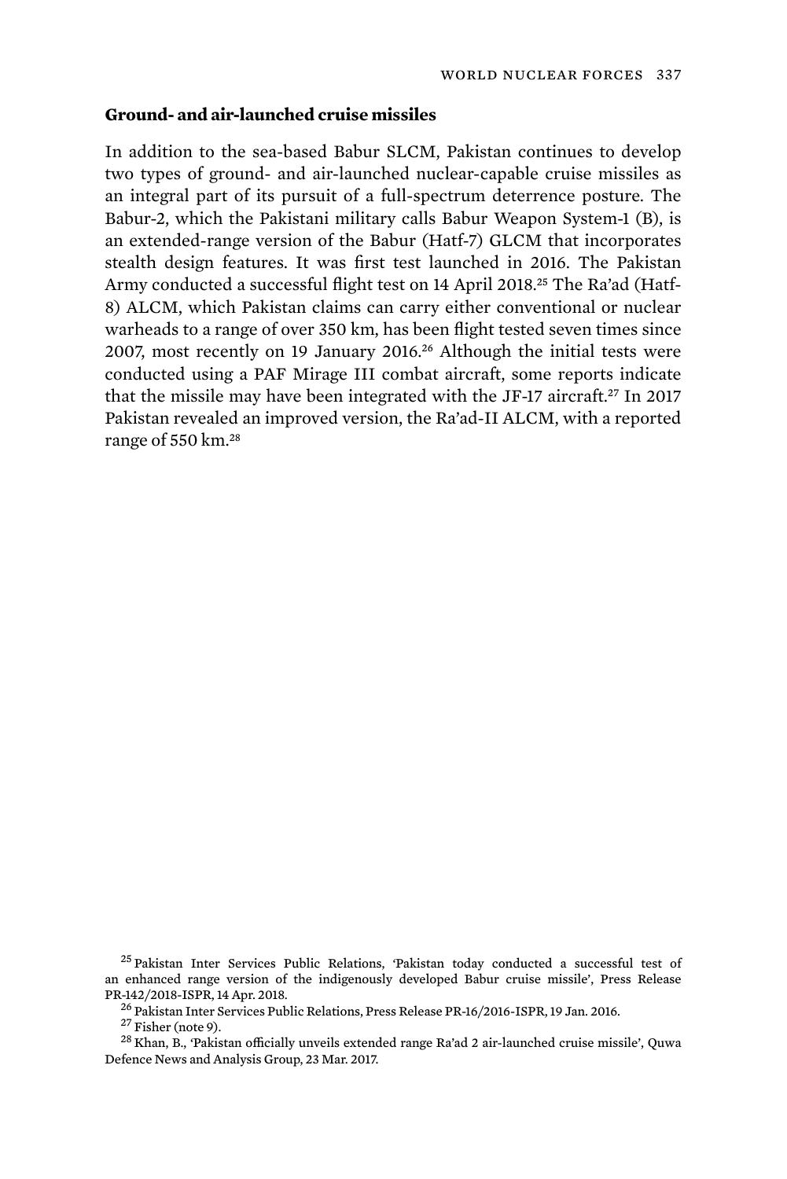### Ground- and air-launched cruise missiles

In addition to the sea-based Babur SLCM, Pakistan continues to develop two types of ground- and air-launched nuclear-capable cruise missiles as an integral part of its pursuit of a full-spectrum deterrence posture. The Babur-2, which the Pakistani military calls Babur Weapon System-1 (B), is an extended-range version of the Babur (Hatf-7) GLCM that incorporates stealth design features. It was first test launched in 2016. The Pakistan Army conducted a successful flight test on 14 April 2018.[25] The Ra'ad (Hatf-8) ALCM, which Pakistan claims can carry either conventional or nuclear warheads to a range of over 350 km, has been flight tested seven times since 2007, most recently on 19 January 2016.[26] Although the initial tests were conducted using a PAF Mirage III combat aircraft, some reports indicate that the missile may have been integrated with the JF-17 aircraft.[27] In 2017 Pakistan revealed an improved version, the Ra'ad-II ALCM, with a reported range of 550 km.[28]

[25] Pakistan Inter Services Public Relations, 'Pakistan today conducted a successful test of an enhanced range version of the indigenously developed Babur cruise missile', Press Release PR-142/2018-ISPR, 14 Apr. 2018.

[26] Pakistan Inter Services Public Relations, Press Release PR-16/2016-ISPR, 19 Jan. 2016.

[27] Fisher (note 9).

[28] Khan, B., 'Pakistan officially unveils extended range Ra'ad 2 air-launched cruise missile', Quwa Defence News and Analysis Group, 23 Mar. 2017.